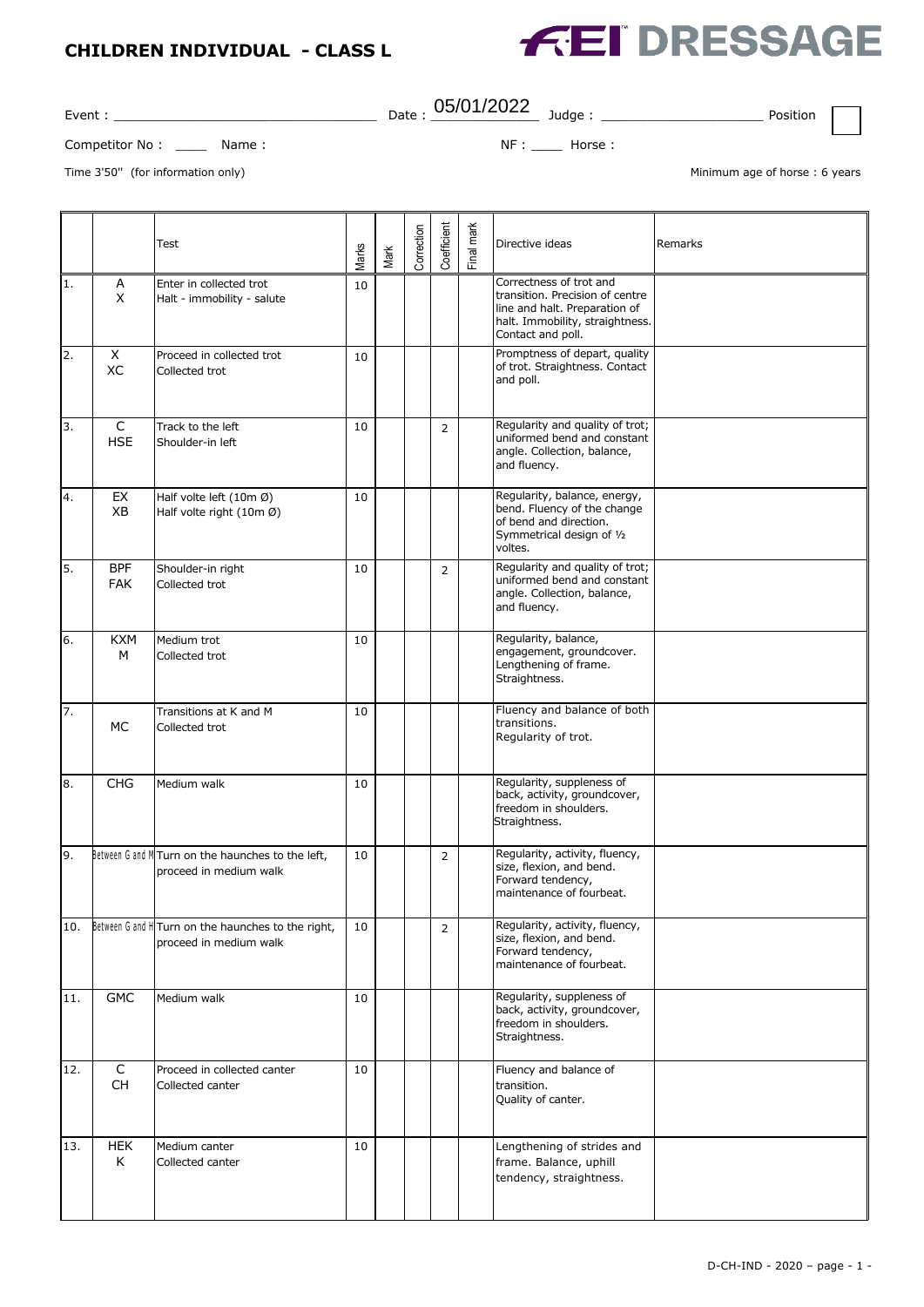# CHILDREN INDIVIDUAL - CLASS L

**FEI DRESSAGE**

Event : ________________ Date : 05/01/2022 Judge : ________________ Position

Competitor No : ____ Name : NF : ____ Horse :

Time 3'50" (for information only) Minimum age of horse : 6 years

| | | Test | Marks | Mark | Correction | Coefficient | Final mark | Directive ideas | Remarks |
|---|---|---|---|---|---|---|---|---|---|
| 1. | A<br>X | Enter in collected trot<br>Halt - immobility - salute | 10 | | | | | Correctness of trot and transition. Precision of centre line and halt. Preparation of halt. Immobility, straightness. Contact and poll. | |
| 2. | X<br>XC | Proceed in collected trot<br>Collected trot | 10 | | | | | Promptness of depart, quality of trot. Straightness. Contact and poll. | |
| 3. | C<br>HSE | Track to the left<br>Shoulder-in left | 10 | | | 2 | | Regularity and quality of trot; uniformed bend and constant angle. Collection, balance, and fluency. | |
| 4. | EX<br>XB | Half volte left (10m Ø)<br>Half volte right (10m Ø) | 10 | | | | | Regularity, balance, energy, bend. Fluency of the change of bend and direction. Symmetrical design of ½ voltes. | |
| 5. | BPF<br>FAK | Shoulder-in right<br>Collected trot | 10 | | | 2 | | Regularity and quality of trot; uniformed bend and constant angle. Collection, balance, and fluency. | |
| 6. | KXM<br>M | Medium trot<br>Collected trot | 10 | | | | | Regularity, balance, engagement, groundcover. Lengthening of frame. Straightness. | |
| 7. | <br>MC | Transitions at K and M<br>Collected trot | 10 | | | | | Fluency and balance of both transitions.<br>Regularity of trot. | |
| 8. | CHG | Medium walk | 10 | | | | | Regularity, suppleness of back, activity, groundcover, freedom in shoulders. Straightness. | |
| 9. | Between G and M | Turn on the haunches to the left, proceed in medium walk | 10 | | | 2 | | Regularity, activity, fluency, size, flexion, and bend. Forward tendency, maintenance of fourbeat. | |
| 10. | Between G and H | Turn on the haunches to the right, proceed in medium walk | 10 | | | 2 | | Regularity, activity, fluency, size, flexion, and bend. Forward tendency, maintenance of fourbeat. | |
| 11. | GMC | Medium walk | 10 | | | | | Regularity, suppleness of back, activity, groundcover, freedom in shoulders. Straightness. | |
| 12. | C<br>CH | Proceed in collected canter<br>Collected canter | 10 | | | | | Fluency and balance of transition.<br>Quality of canter. | |
| 13. | HEK<br>K | Medium canter<br>Collected canter | 10 | | | | | Lengthening of strides and frame. Balance, uphill tendency, straightness. | |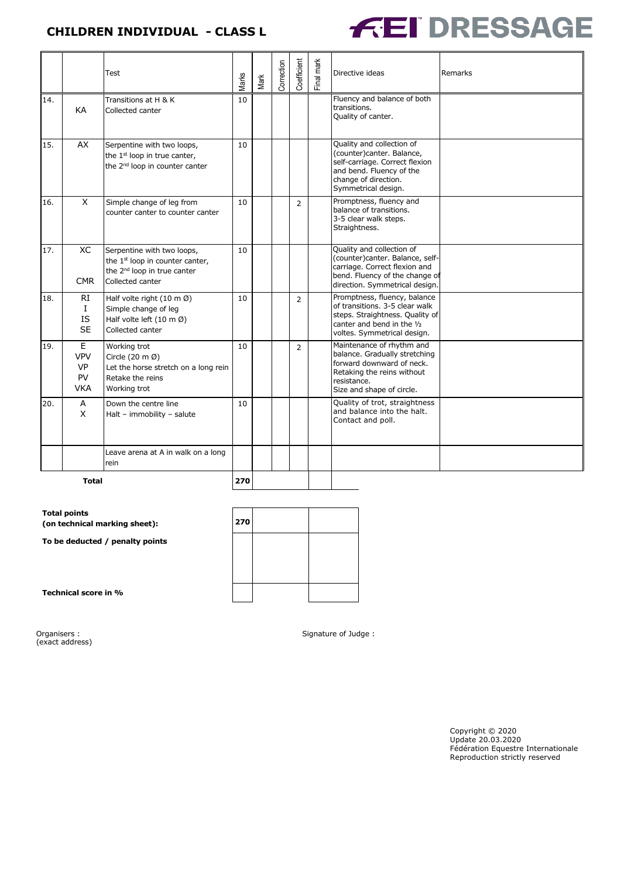# CHILDREN INDIVIDUAL - CLASS L

FEI DRESSAGE

| | | Test | Marks | Mark | Correction | Coefficient | Final mark | Directive ideas | Remarks |
|---|---|---|---|---|---|---|---|---|---|
| 14. | KA | Transitions at H & K<br>Collected canter | 10 | | | | | Fluency and balance of both transitions.<br>Quality of canter. | |
| 15. | AX | Serpentine with two loops,<br>the 1st loop in true canter,<br>the 2nd loop in counter canter | 10 | | | | | Quality and collection of (counter)canter. Balance, self-carriage. Correct flexion and bend. Fluency of the change of direction.<br>Symmetrical design. | |
| 16. | X | Simple change of leg from counter canter to counter canter | 10 | | | 2 | | Promptness, fluency and balance of transitions.<br>3-5 clear walk steps.<br>Straightness. | |
| 17. | XC<br><br>CMR | Serpentine with two loops,<br>the 1st loop in counter canter,<br>the 2nd loop in true canter<br>Collected canter | 10 | | | | | Quality and collection of (counter)canter. Balance, self-carriage. Correct flexion and bend. Fluency of the change of direction. Symmetrical design. | |
| 18. | RI<br>I<br>IS<br>SE | Half volte right (10 m Ø)<br>Simple change of leg<br>Half volte left (10 m Ø)<br>Collected canter | 10 | | | 2 | | Promptness, fluency, balance of transitions. 3-5 clear walk steps. Straightness. Quality of canter and bend in the ½ voltes. Symmetrical design. | |
| 19. | E<br>VPV<br>VP<br>PV<br>VKA | Working trot<br>Circle (20 m Ø)<br>Let the horse stretch on a long rein<br>Retake the reins<br>Working trot | 10 | | | 2 | | Maintenance of rhythm and balance. Gradually stretching forward downward of neck. Retaking the reins without resistance.<br>Size and shape of circle. | |
| 20. | A<br>X | Down the centre line<br>Halt – immobility – salute | 10 | | | | | Quality of trot, straightness and balance into the halt. Contact and poll. | |
| | | Leave arena at A in walk on a long rein | | | | | | | |
| | **Total** | | **270** | | | | | | |

| | | | |
|---|---|---|---|
| **Total points (on technical marking sheet):** | **270** | | |
| **To be deducted / penalty points** | | | |
| **Technical score in %** | | | |

Organisers :
(exact address)

Signature of Judge :

Copyright © 2020
Update 20.03.2020
Fédération Equestre Internationale
Reproduction strictly reserved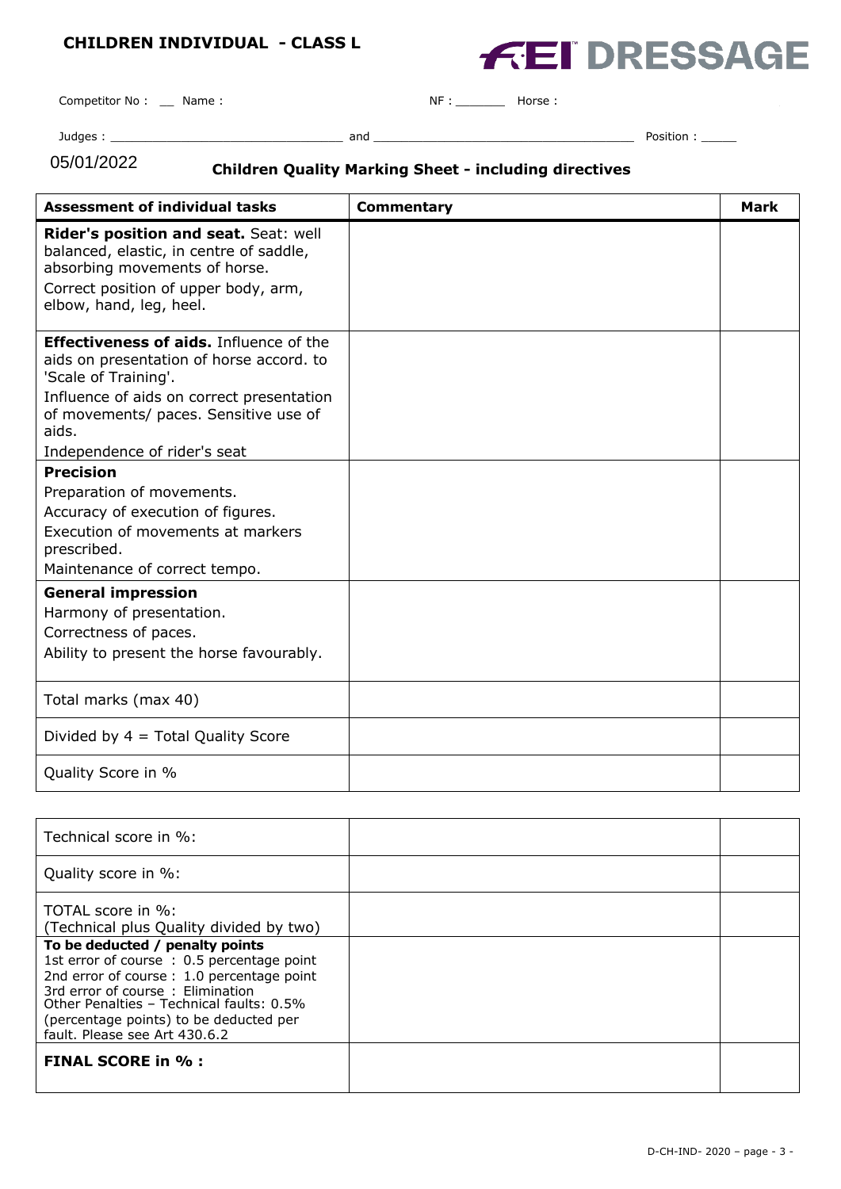**CHILDREN INDIVIDUAL - CLASS L**

**FEI DRESSAGE**

Competitor No : __ Name : NF : _______ Horse :

Judges : ______________________________ and __________________________________ Position : _____

05/01/2022

## Children Quality Marking Sheet - including directives

| Assessment of individual tasks | Commentary | Mark |
|---|---|---|
| **Rider's position and seat.** Seat: well balanced, elastic, in centre of saddle, absorbing movements of horse.<br>Correct position of upper body, arm, elbow, hand, leg, heel. | | |
| **Effectiveness of aids.** Influence of the aids on presentation of horse accord. to 'Scale of Training'.<br>Influence of aids on correct presentation of movements/ paces. Sensitive use of aids.<br>Independence of rider's seat | | |
| **Precision**<br>Preparation of movements.<br>Accuracy of execution of figures.<br>Execution of movements at markers prescribed.<br>Maintenance of correct tempo. | | |
| **General impression**<br>Harmony of presentation.<br>Correctness of paces.<br>Ability to present the horse favourably. | | |
| Total marks (max 40) | | |
| Divided by 4 = Total Quality Score | | |
| Quality Score in % | | |

| | | |
|---|---|---|
| Technical score in %: | | |
| Quality score in %: | | |
| TOTAL score in %:<br>(Technical plus Quality divided by two) | | |
| **To be deducted / penalty points**<br>1st error of course : 0.5 percentage point<br>2nd error of course : 1.0 percentage point<br>3rd error of course : Elimination<br>Other Penalties – Technical faults: 0.5% (percentage points) to be deducted per fault. Please see Art 430.6.2 | | |
| **FINAL SCORE in % :** | | |